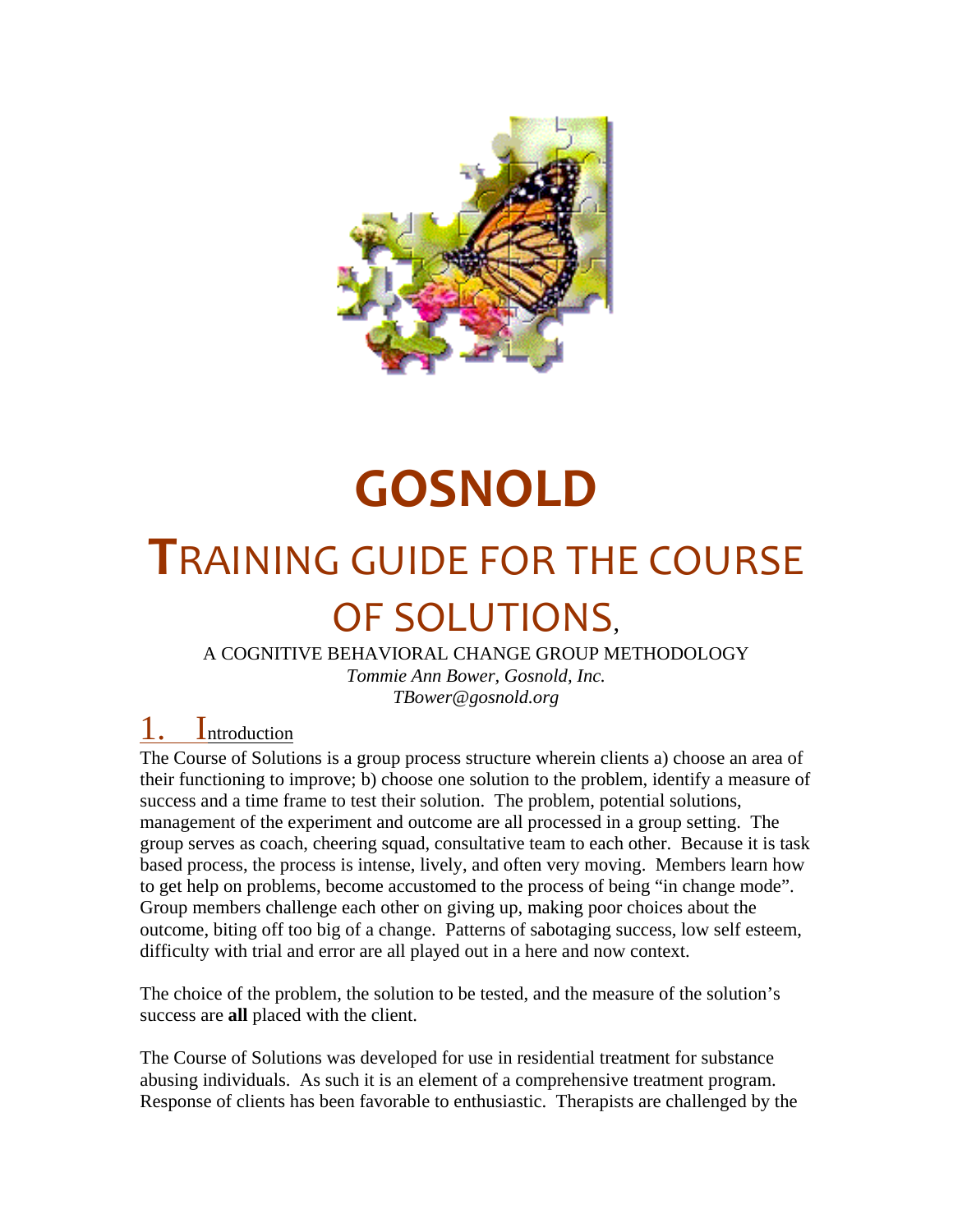# GOSNOLD

# TRAINING GUIDE FOR THE COURSE OF SOLUTIONS,

A COGNITIVE BEHAVIORAL CHANGE GROUP METHODOLOGY

*Tommie Ann Bower, Gosnold, Inc.*
*TBower@gosnold.org*

## 1. Introduction

The Course of Solutions is a group process structure wherein clients a) choose an area of their functioning to improve; b) choose one solution to the problem, identify a measure of success and a time frame to test their solution. The problem, potential solutions, management of the experiment and outcome are all processed in a group setting. The group serves as coach, cheering squad, consultative team to each other. Because it is task based process, the process is intense, lively, and often very moving. Members learn how to get help on problems, become accustomed to the process of being "in change mode". Group members challenge each other on giving up, making poor choices about the outcome, biting off too big of a change. Patterns of sabotaging success, low self esteem, difficulty with trial and error are all played out in a here and now context.

The choice of the problem, the solution to be tested, and the measure of the solution's success are **all** placed with the client.

The Course of Solutions was developed for use in residential treatment for substance abusing individuals. As such it is an element of a comprehensive treatment program. Response of clients has been favorable to enthusiastic. Therapists are challenged by the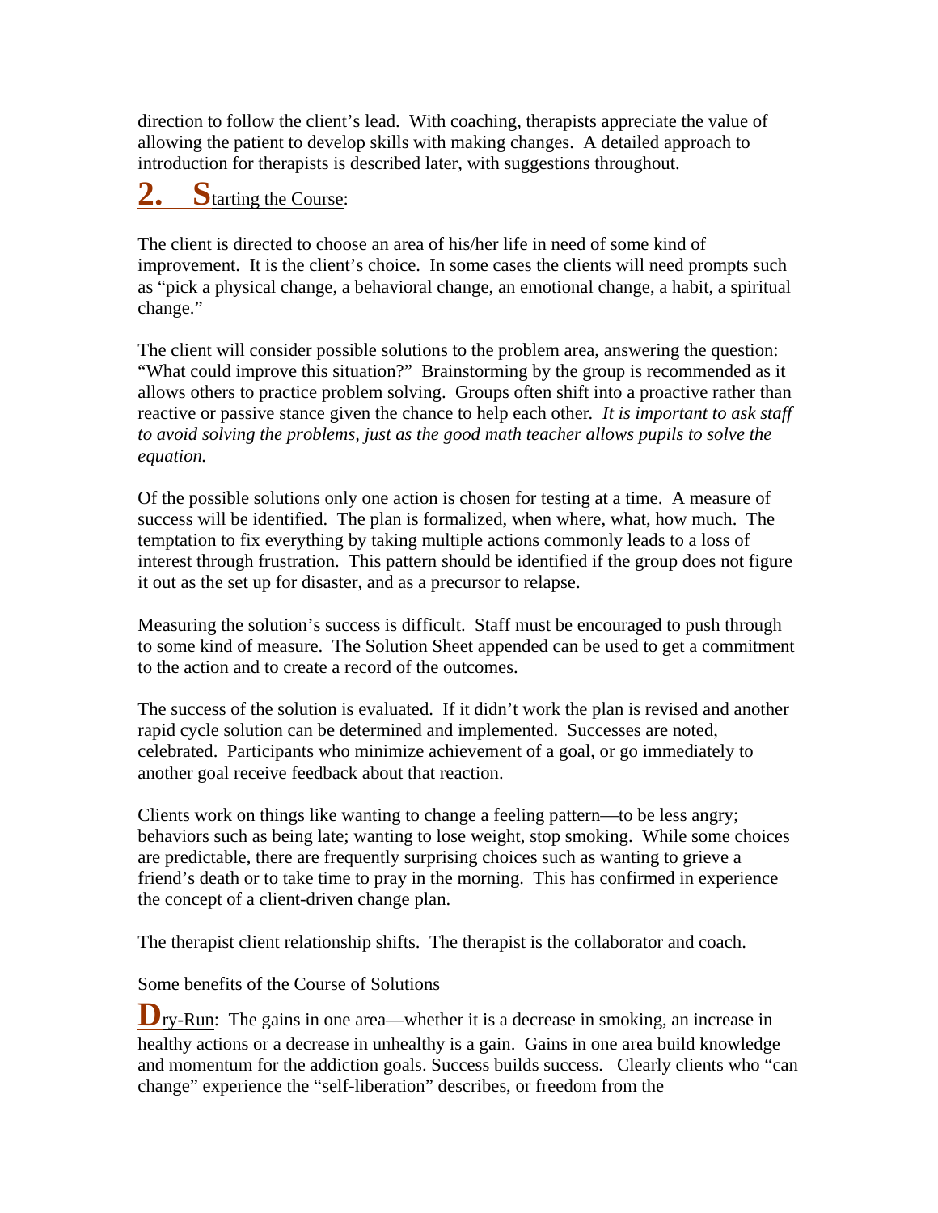direction to follow the client's lead. With coaching, therapists appreciate the value of allowing the patient to develop skills with making changes. A detailed approach to introduction for therapists is described later, with suggestions throughout.

## 2. Starting the Course:

The client is directed to choose an area of his/her life in need of some kind of improvement. It is the client's choice. In some cases the clients will need prompts such as "pick a physical change, a behavioral change, an emotional change, a habit, a spiritual change."

The client will consider possible solutions to the problem area, answering the question: "What could improve this situation?" Brainstorming by the group is recommended as it allows others to practice problem solving. Groups often shift into a proactive rather than reactive or passive stance given the chance to help each other. *It is important to ask staff to avoid solving the problems, just as the good math teacher allows pupils to solve the equation.*

Of the possible solutions only one action is chosen for testing at a time. A measure of success will be identified. The plan is formalized, when where, what, how much. The temptation to fix everything by taking multiple actions commonly leads to a loss of interest through frustration. This pattern should be identified if the group does not figure it out as the set up for disaster, and as a precursor to relapse.

Measuring the solution's success is difficult. Staff must be encouraged to push through to some kind of measure. The Solution Sheet appended can be used to get a commitment to the action and to create a record of the outcomes.

The success of the solution is evaluated. If it didn't work the plan is revised and another rapid cycle solution can be determined and implemented. Successes are noted, celebrated. Participants who minimize achievement of a goal, or go immediately to another goal receive feedback about that reaction.

Clients work on things like wanting to change a feeling pattern—to be less angry; behaviors such as being late; wanting to lose weight, stop smoking. While some choices are predictable, there are frequently surprising choices such as wanting to grieve a friend's death or to take time to pray in the morning. This has confirmed in experience the concept of a client-driven change plan.

The therapist client relationship shifts. The therapist is the collaborator and coach.

Some benefits of the Course of Solutions

**D**ry-Run: The gains in one area—whether it is a decrease in smoking, an increase in healthy actions or a decrease in unhealthy is a gain. Gains in one area build knowledge and momentum for the addiction goals. Success builds success. Clearly clients who "can change" experience the "self-liberation" describes, or freedom from the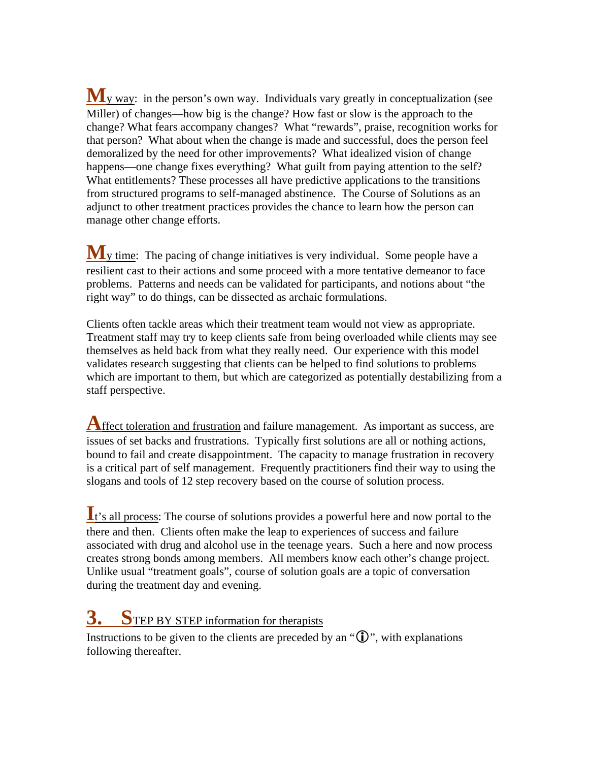**M**<u>y way</u>: in the person's own way. Individuals vary greatly in conceptualization (see Miller) of changes—how big is the change? How fast or slow is the approach to the change? What fears accompany changes? What "rewards", praise, recognition works for that person? What about when the change is made and successful, does the person feel demoralized by the need for other improvements? What idealized vision of change happens—one change fixes everything? What guilt from paying attention to the self? What entitlements? These processes all have predictive applications to the transitions from structured programs to self-managed abstinence. The Course of Solutions as an adjunct to other treatment practices provides the chance to learn how the person can manage other change efforts.

**M**<u>y time</u>: The pacing of change initiatives is very individual. Some people have a resilient cast to their actions and some proceed with a more tentative demeanor to face problems. Patterns and needs can be validated for participants, and notions about "the right way" to do things, can be dissected as archaic formulations.

Clients often tackle areas which their treatment team would not view as appropriate. Treatment staff may try to keep clients safe from being overloaded while clients may see themselves as held back from what they really need. Our experience with this model validates research suggesting that clients can be helped to find solutions to problems which are important to them, but which are categorized as potentially destabilizing from a staff perspective.

**A**<u>ffect toleration and frustration</u> and failure management. As important as success, are issues of set backs and frustrations. Typically first solutions are all or nothing actions, bound to fail and create disappointment. The capacity to manage frustration in recovery is a critical part of self management. Frequently practitioners find their way to using the slogans and tools of 12 step recovery based on the course of solution process.

**I**<u>t's all process</u>: The course of solutions provides a powerful here and now portal to the there and then. Clients often make the leap to experiences of success and failure associated with drug and alcohol use in the teenage years. Such a here and now process creates strong bonds among members. All members know each other's change project. Unlike usual "treatment goals", course of solution goals are a topic of conversation during the treatment day and evening.

## 3. <u>STEP BY STEP information for therapists</u>

Instructions to be given to the clients are preceded by an "ⓘ", with explanations following thereafter.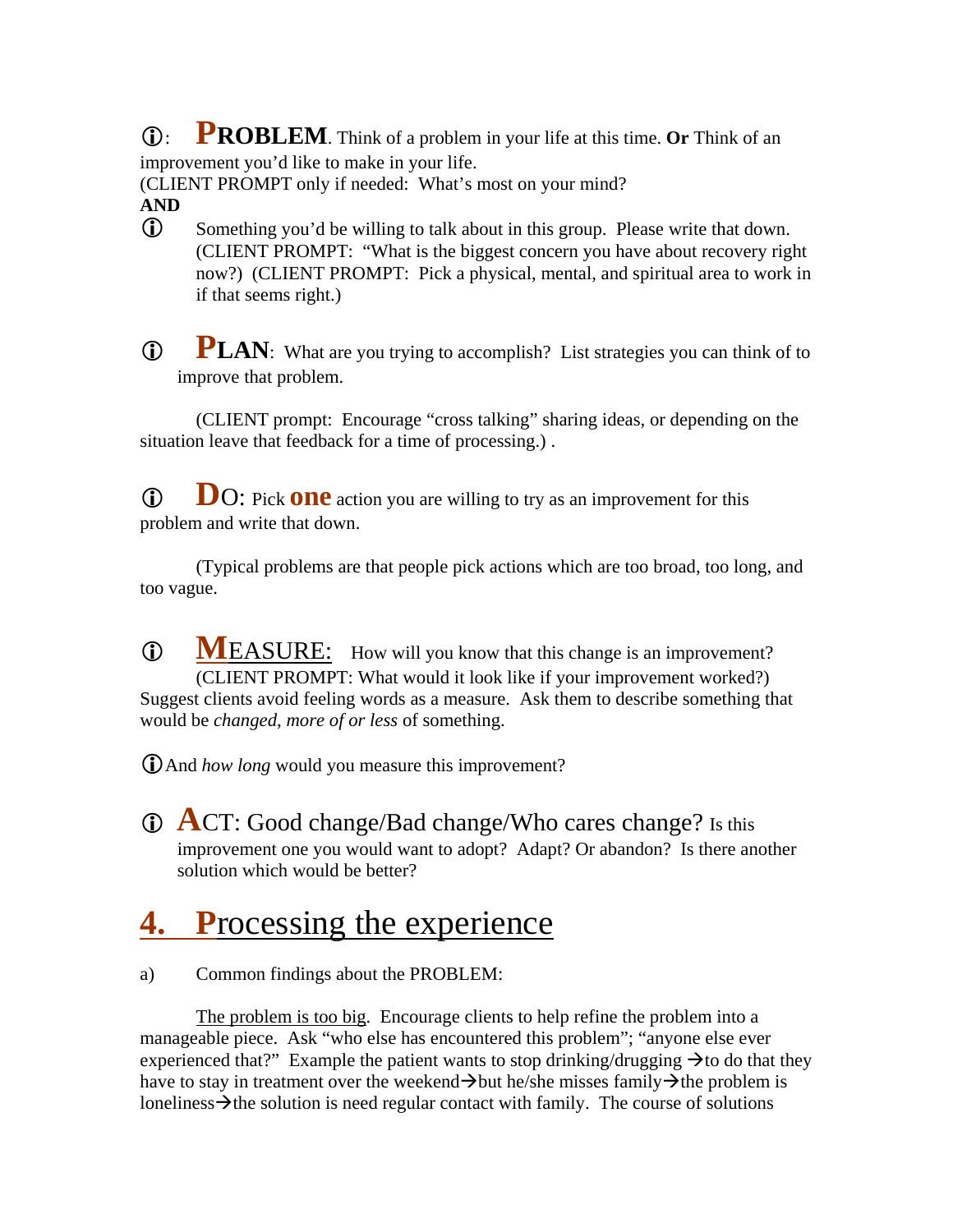ⓘ: **PROBLEM**. Think of a problem in your life at this time. **Or** Think of an improvement you'd like to make in your life.
(CLIENT PROMPT only if needed: What's most on your mind?
**AND**

ⓘ Something you'd be willing to talk about in this group. Please write that down. (CLIENT PROMPT: "What is the biggest concern you have about recovery right now?) (CLIENT PROMPT: Pick a physical, mental, and spiritual area to work in if that seems right.)

ⓘ **PLAN**: What are you trying to accomplish? List strategies you can think of to improve that problem.

(CLIENT prompt: Encourage "cross talking" sharing ideas, or depending on the situation leave that feedback for a time of processing.) .

ⓘ **D**O: Pick **one** action you are willing to try as an improvement for this problem and write that down.

(Typical problems are that people pick actions which are too broad, too long, and too vague.

ⓘ **M**EASURE: How will you know that this change is an improvement? (CLIENT PROMPT: What would it look like if your improvement worked?) Suggest clients avoid feeling words as a measure. Ask them to describe something that would be *changed*, *more of* or *less* of something.

ⓘ And *how long* would you measure this improvement?

ⓘ **A**CT: Good change/Bad change/Who cares change? Is this improvement one you would want to adopt? Adapt? Or abandon? Is there another solution which would be better?

## 4. Processing the experience

a) Common findings about the PROBLEM:

The problem is too big. Encourage clients to help refine the problem into a manageable piece. Ask "who else has encountered this problem"; "anyone else ever experienced that?" Example the patient wants to stop drinking/drugging →to do that they have to stay in treatment over the weekend→but he/she misses family→the problem is loneliness→the solution is need regular contact with family. The course of solutions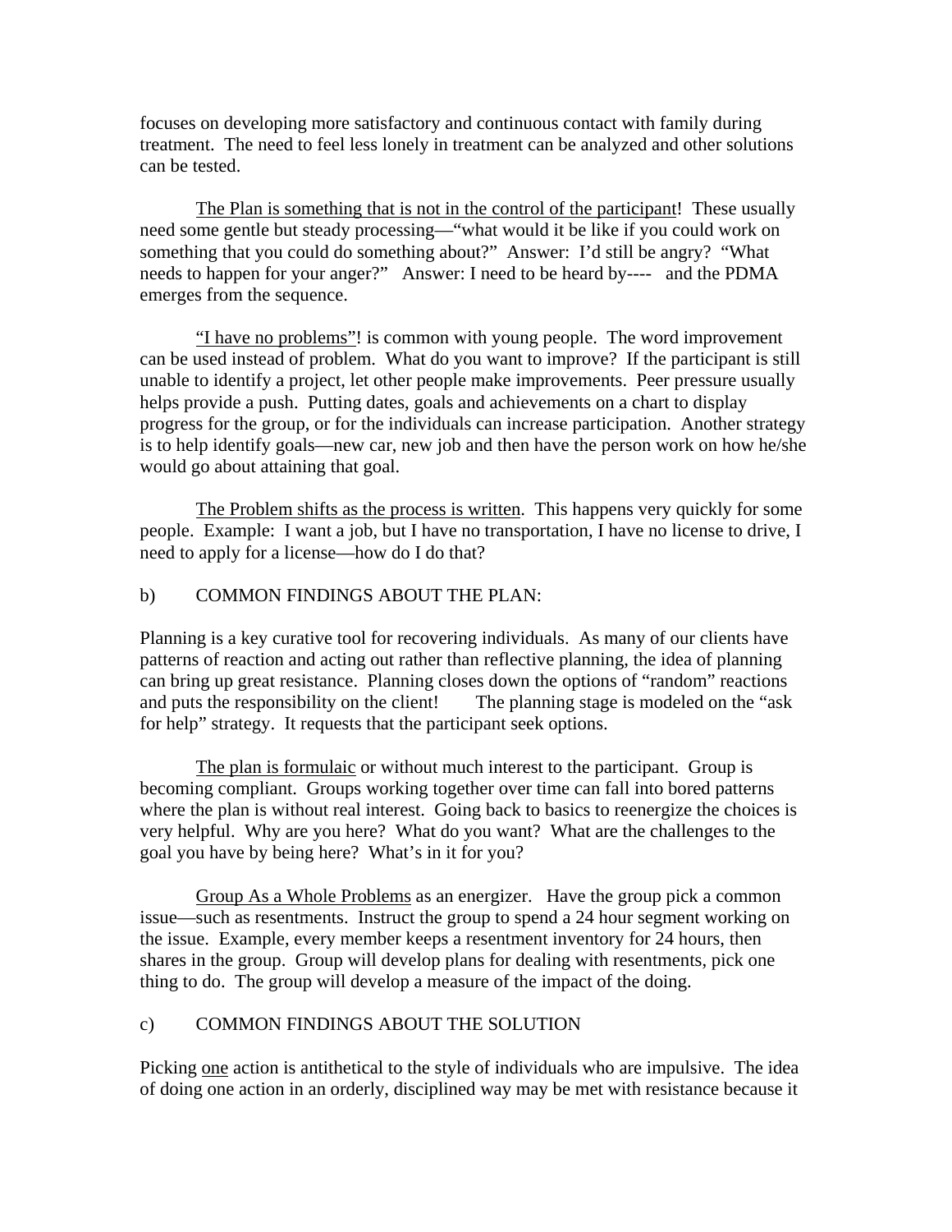focuses on developing more satisfactory and continuous contact with family during treatment. The need to feel less lonely in treatment can be analyzed and other solutions can be tested.

<u>The Plan is something that is not in the control of the participant</u>! These usually need some gentle but steady processing—"what would it be like if you could work on something that you could do something about?" Answer: I'd still be angry? "What needs to happen for your anger?" Answer: I need to be heard by---- and the PDMA emerges from the sequence.

<u>"I have no problems"</u>! is common with young people. The word improvement can be used instead of problem. What do you want to improve? If the participant is still unable to identify a project, let other people make improvements. Peer pressure usually helps provide a push. Putting dates, goals and achievements on a chart to display progress for the group, or for the individuals can increase participation. Another strategy is to help identify goals—new car, new job and then have the person work on how he/she would go about attaining that goal.

<u>The Problem shifts as the process is written</u>. This happens very quickly for some people. Example: I want a job, but I have no transportation, I have no license to drive, I need to apply for a license—how do I do that?

b) COMMON FINDINGS ABOUT THE PLAN:

Planning is a key curative tool for recovering individuals. As many of our clients have patterns of reaction and acting out rather than reflective planning, the idea of planning can bring up great resistance. Planning closes down the options of "random" reactions and puts the responsibility on the client! The planning stage is modeled on the "ask for help" strategy. It requests that the participant seek options.

<u>The plan is formulaic</u> or without much interest to the participant. Group is becoming compliant. Groups working together over time can fall into bored patterns where the plan is without real interest. Going back to basics to reenergize the choices is very helpful. Why are you here? What do you want? What are the challenges to the goal you have by being here? What's in it for you?

<u>Group As a Whole Problems</u> as an energizer. Have the group pick a common issue—such as resentments. Instruct the group to spend a 24 hour segment working on the issue. Example, every member keeps a resentment inventory for 24 hours, then shares in the group. Group will develop plans for dealing with resentments, pick one thing to do. The group will develop a measure of the impact of the doing.

c) COMMON FINDINGS ABOUT THE SOLUTION

Picking <u>one</u> action is antithetical to the style of individuals who are impulsive. The idea of doing one action in an orderly, disciplined way may be met with resistance because it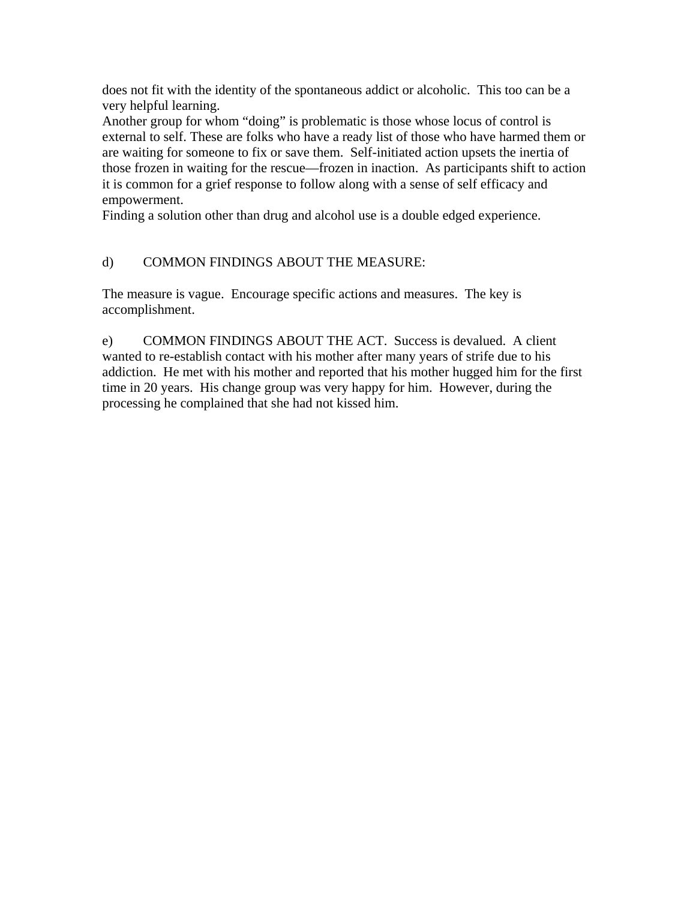does not fit with the identity of the spontaneous addict or alcoholic. This too can be a very helpful learning.

Another group for whom "doing" is problematic is those whose locus of control is external to self. These are folks who have a ready list of those who have harmed them or are waiting for someone to fix or save them. Self-initiated action upsets the inertia of those frozen in waiting for the rescue—frozen in inaction. As participants shift to action it is common for a grief response to follow along with a sense of self efficacy and empowerment.

Finding a solution other than drug and alcohol use is a double edged experience.

d) COMMON FINDINGS ABOUT THE MEASURE:

The measure is vague. Encourage specific actions and measures. The key is accomplishment.

e) COMMON FINDINGS ABOUT THE ACT. Success is devalued. A client wanted to re-establish contact with his mother after many years of strife due to his addiction. He met with his mother and reported that his mother hugged him for the first time in 20 years. His change group was very happy for him. However, during the processing he complained that she had not kissed him.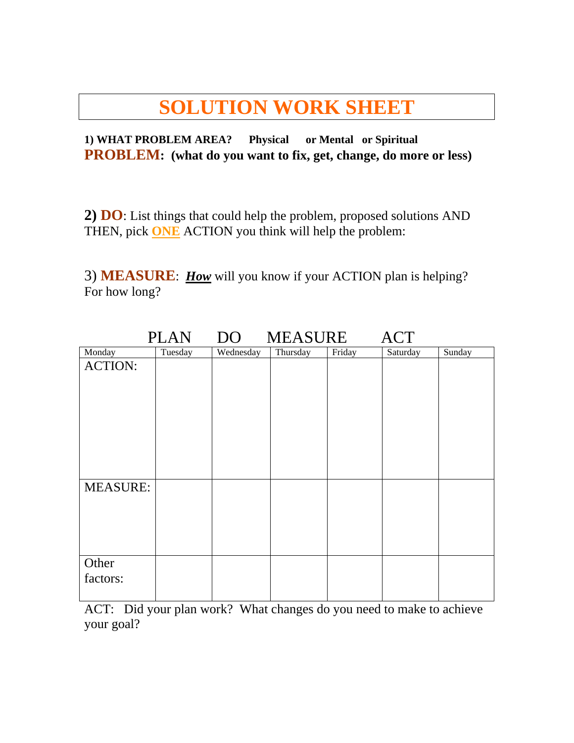# SOLUTION WORK SHEET

**1) WHAT PROBLEM AREA? Physical or Mental or Spiritual**

**PROBLEM: (what do you want to fix, get, change, do more or less)**

**2) DO**: List things that could help the problem, proposed solutions AND THEN, pick **ONE** ACTION you think will help the problem:

3) **MEASURE**: ***How*** will you know if your ACTION plan is helping? For how long?

PLAN DO MEASURE ACT

| Monday | Tuesday | Wednesday | Thursday | Friday | Saturday | Sunday |
|---|---|---|---|---|---|---|
| ACTION: | | | | | | |
| MEASURE: | | | | | | |
| Other factors: | | | | | | |

ACT: Did your plan work? What changes do you need to make to achieve your goal?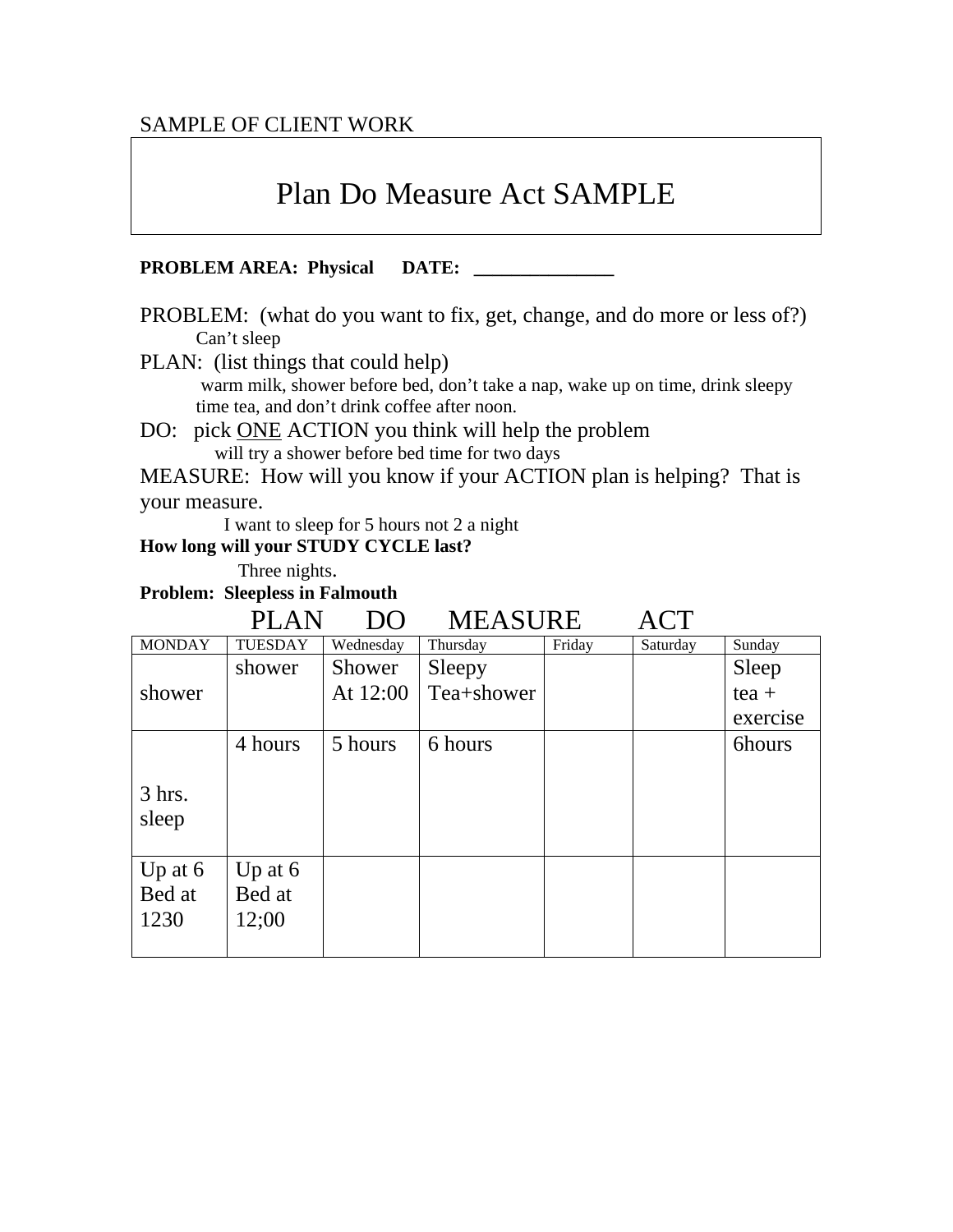SAMPLE OF CLIENT WORK

# Plan Do Measure Act SAMPLE

**PROBLEM AREA: Physical DATE: _______________**

PROBLEM: (what do you want to fix, get, change, and do more or less of?)

Can't sleep

PLAN: (list things that could help)

warm milk, shower before bed, don't take a nap, wake up on time, drink sleepy time tea, and don't drink coffee after noon.

DO: pick ONE ACTION you think will help the problem

will try a shower before bed time for two days

MEASURE: How will you know if your ACTION plan is helping? That is your measure.

I want to sleep for 5 hours not 2 a night

**How long will your STUDY CYCLE last?**

Three nights.

**Problem: Sleepless in Falmouth**

PLAN DO MEASURE ACT

| MONDAY | TUESDAY | Wednesday | Thursday | Friday | Saturday | Sunday |
|---|---|---|---|---|---|---|
| shower | shower | Shower At 12:00 | Sleepy Tea+shower | | | Sleep tea + exercise |
| 3 hrs. sleep | 4 hours | 5 hours | 6 hours | | | 6hours |
| Up at 6 Bed at 1230 | Up at 6 Bed at 12;00 | | | | | |